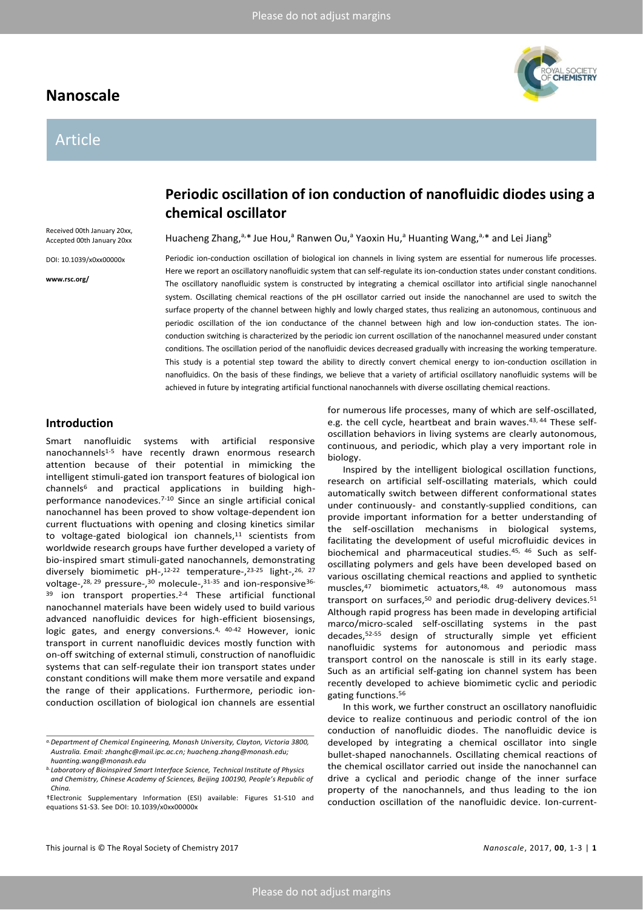# Periodic oscillation of ion conduction of nanofluidic diodes using a chemical oscillator

Received 00th January 20xx,
Accepted 00th January 20xx

DOI: 10.1039/x0xx00000x

www.rsc.org/

Huacheng Zhang,[a,*] Jue Hou,[a] Ranwen Ou,[a] Yaoxin Hu,[a] Huanting Wang,[a,*] and Lei Jiang[b]

Periodic ion-conduction oscillation of biological ion channels in living system are essential for numerous life processes. Here we report an oscillatory nanofluidic system that can self-regulate its ion-conduction states under constant conditions. The oscillatory nanofluidic system is constructed by integrating a chemical oscillator into artificial single nanochannel system. Oscillating chemical reactions of the pH oscillator carried out inside the nanochannel are used to switch the surface property of the channel between highly and lowly charged states, thus realizing an autonomous, continuous and periodic oscillation of the ion conductance of the channel between high and low ion-conduction states. The ion-conduction switching is characterized by the periodic ion current oscillation of the nanochannel measured under constant conditions. The oscillation period of the nanofluidic devices decreased gradually with increasing the working temperature. This study is a potential step toward the ability to directly convert chemical energy to ion-conduction oscillation in nanofluidics. On the basis of these findings, we believe that a variety of artificial oscillatory nanofluidic systems will be achieved in future by integrating artificial functional nanochannels with diverse oscillating chemical reactions.

## Introduction

Smart nanofluidic systems with artificial responsive nanochannels[1-5] have recently drawn enormous research attention because of their potential in mimicking the intelligent stimuli-gated ion transport features of biological ion channels[6] and practical applications in building high-performance nanodevices.[7-10] Since an single artificial conical nanochannel has been proved to show voltage-dependent ion current fluctuations with opening and closing kinetics similar to voltage-gated biological ion channels,[11] scientists from worldwide research groups have further developed a variety of bio-inspired smart stimuli-gated nanochannels, demonstrating diversely biomimetic pH-,[12-22] temperature-,[23-25] light-,[26, 27] voltage-,[28, 29] pressure-,[30] molecule-,[31-35] and ion-responsive[36-39] ion transport properties.[2-4] These artificial functional nanochannel materials have been widely used to build various advanced nanofluidic devices for high-efficient biosensings, logic gates, and energy conversions.[4, 40-42] However, ionic transport in current nanofluidic devices mostly function with on-off switching of external stimuli, construction of nanofluidic systems that can self-regulate their ion transport states under constant conditions will make them more versatile and expand the range of their applications. Furthermore, periodic ion-conduction oscillation of biological ion channels are essential for numerous life processes, many of which are self-oscillated, e.g. the cell cycle, heartbeat and brain waves.[43, 44] These self-oscillation behaviors in living systems are clearly autonomous, continuous, and periodic, which play a very important role in biology.

Inspired by the intelligent biological oscillation functions, research on artificial self-oscillating materials, which could automatically switch between different conformational states under continuously- and constantly-supplied conditions, can provide important information for a better understanding of the self-oscillation mechanisms in biological systems, facilitating the development of useful microfluidic devices in biochemical and pharmaceutical studies.[45, 46] Such as self-oscillating polymers and gels have been developed based on various oscillating chemical reactions and applied to synthetic muscles,[47] biomimetic actuators,[48, 49] autonomous mass transport on surfaces,[50] and periodic drug-delivery devices.[51] Although rapid progress has been made in developing artificial marco/micro-scaled self-oscillating systems in the past decades,[52-55] design of structurally simple yet efficient nanofluidic systems for autonomous and periodic mass transport control on the nanoscale is still in its early stage. Such as an artificial self-gating ion channel system has been recently developed to achieve biomimetic cyclic and periodic gating functions.[56]

In this work, we further construct an oscillatory nanofluidic device to realize continuous and periodic control of the ion conduction of nanofluidic diodes. The nanofluidic device is developed by integrating a chemical oscillator into single bullet-shaped nanochannels. Oscillating chemical reactions of the chemical oscillator carried out inside the nanochannel can drive a cyclical and periodic change of the inner surface property of the nanochannels, and thus leading to the ion conduction oscillation of the nanofluidic device. Ion-current-

[a] Department of Chemical Engineering, Monash University, Clayton, Victoria 3800, Australia. Email: zhanghc@mail.ipc.ac.cn; huacheng.zhang@monash.edu; huanting.wang@monash.edu

[b] Laboratory of Bioinspired Smart Interface Science, Technical Institute of Physics and Chemistry, Chinese Academy of Sciences, Beijing 100190, People's Republic of China.

†Electronic Supplementary Information (ESI) available: Figures S1-S10 and equations S1-S3. See DOI: 10.1039/x0xx00000x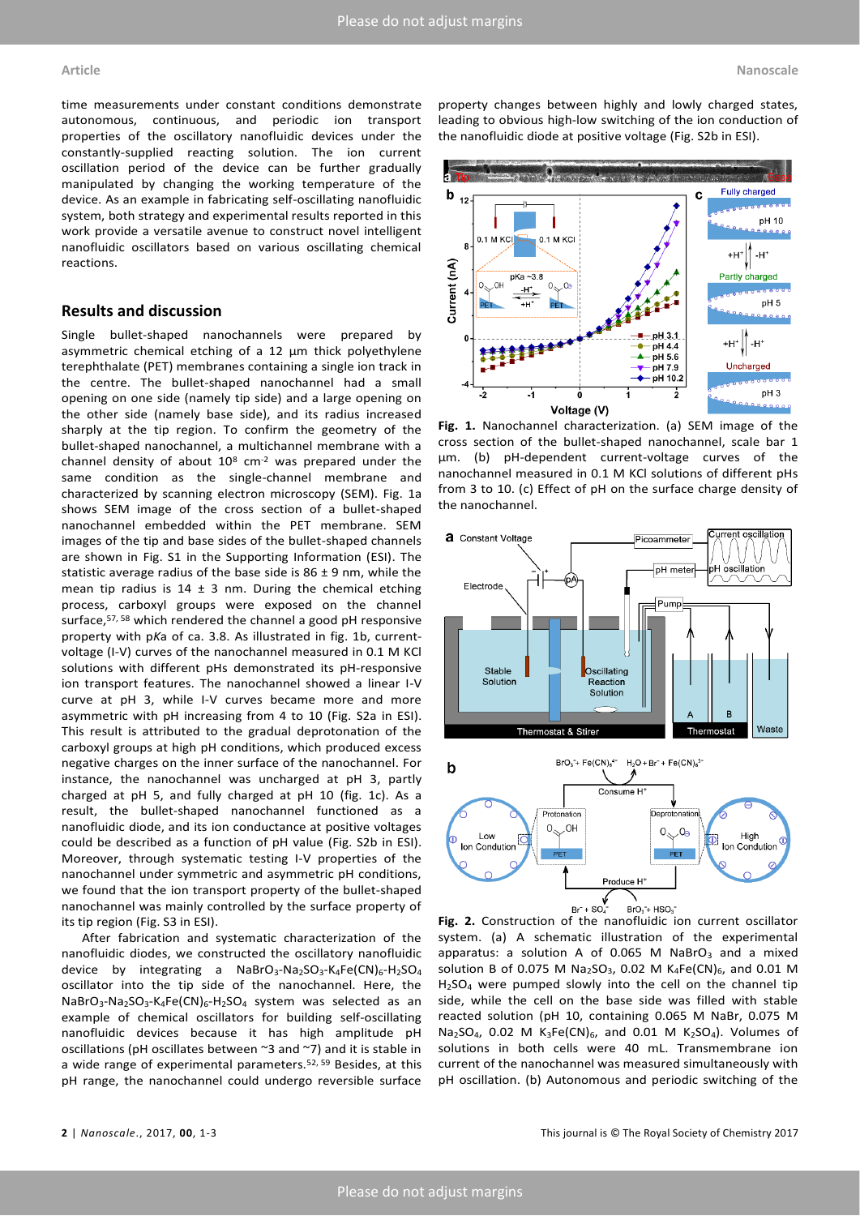time measurements under constant conditions demonstrate autonomous, continuous, and periodic ion transport properties of the oscillatory nanofluidic devices under the constantly-supplied reacting solution. The ion current oscillation period of the device can be further gradually manipulated by changing the working temperature of the device. As an example in fabricating self-oscillating nanofluidic system, both strategy and experimental results reported in this work provide a versatile avenue to construct novel intelligent nanofluidic oscillators based on various oscillating chemical reactions.

## Results and discussion

Single bullet-shaped nanochannels were prepared by asymmetric chemical etching of a 12 μm thick polyethylene terephthalate (PET) membranes containing a single ion track in the centre. The bullet-shaped nanochannel had a small opening on one side (namely tip side) and a large opening on the other side (namely base side), and its radius increased sharply at the tip region. To confirm the geometry of the bullet-shaped nanochannel, a multichannel membrane with a channel density of about $10^8$ cm$^{-2}$ was prepared under the same condition as the single-channel membrane and characterized by scanning electron microscopy (SEM). Fig. 1a shows SEM image of the cross section of a bullet-shaped nanochannel embedded within the PET membrane. SEM images of the tip and base sides of the bullet-shaped channels are shown in Fig. S1 in the Supporting Information (ESI). The statistic average radius of the base side is 86 ± 9 nm, while the mean tip radius is 14 ± 3 nm. During the chemical etching process, carboxyl groups were exposed on the channel surface,[57, 58] which rendered the channel a good pH responsive property with p*K*a of ca. 3.8. As illustrated in fig. 1b, current-voltage (I-V) curves of the nanochannel measured in 0.1 M KCl solutions with different pHs demonstrated its pH-responsive ion transport features. The nanochannel showed a linear I-V curve at pH 3, while I-V curves became more and more asymmetric with pH increasing from 4 to 10 (Fig. S2a in ESI). This result is attributed to the gradual deprotonation of the carboxyl groups at high pH conditions, which produced excess negative charges on the inner surface of the nanochannel. For instance, the nanochannel was uncharged at pH 3, partly charged at pH 5, and fully charged at pH 10 (fig. 1c). As a result, the bullet-shaped nanochannel functioned as a nanofluidic diode, and its ion conductance at positive voltages could be described as a function of pH value (Fig. S2b in ESI). Moreover, through systematic testing I-V properties of the nanochannel under symmetric and asymmetric pH conditions, we found that the ion transport property of the bullet-shaped nanochannel was mainly controlled by the surface property of its tip region (Fig. S3 in ESI).

After fabrication and systematic characterization of the nanofluidic diodes, we constructed the oscillatory nanofluidic device by integrating a $NaBrO_3$-$Na_2SO_3$-$K_4Fe(CN)_6$-$H_2SO_4$ oscillator into the tip side of the nanochannel. Here, the $NaBrO_3$-$Na_2SO_3$-$K_4Fe(CN)_6$-$H_2SO_4$ system was selected as an example of chemical oscillators for building self-oscillating nanofluidic devices because it has high amplitude pH oscillations (pH oscillates between ~3 and ~7) and it is stable in a wide range of experimental parameters.[52, 59] Besides, at this pH range, the nanochannel could undergo reversible surface property changes between highly and lowly charged states, leading to obvious high-low switching of the ion conduction of the nanofluidic diode at positive voltage (Fig. S2b in ESI).

**Fig. 1.** Nanochannel characterization. (a) SEM image of the cross section of the bullet-shaped nanochannel, scale bar 1 μm. (b) pH-dependent current-voltage curves of the nanochannel measured in 0.1 M KCl solutions of different pHs from 3 to 10. (c) Effect of pH on the surface charge density of the nanochannel.

**Fig. 2.** Construction of the nanofluidic ion current oscillator system. (a) A schematic illustration of the experimental apparatus: a solution A of 0.065 M $NaBrO_3$ and a mixed solution B of 0.075 M $Na_2SO_3$, 0.02 M $K_4Fe(CN)_6$, and 0.01 M $H_2SO_4$ were pumped slowly into the cell on the channel tip side, while the cell on the base side was filled with stable reacted solution (pH 10, containing 0.065 M NaBr, 0.075 M $Na_2SO_4$, 0.02 M $K_3Fe(CN)_6$, and 0.01 M $K_2SO_4$). Volumes of solutions in both cells were 40 mL. Transmembrane ion current of the nanochannel was measured simultaneously with pH oscillation. (b) Autonomous and periodic switching of the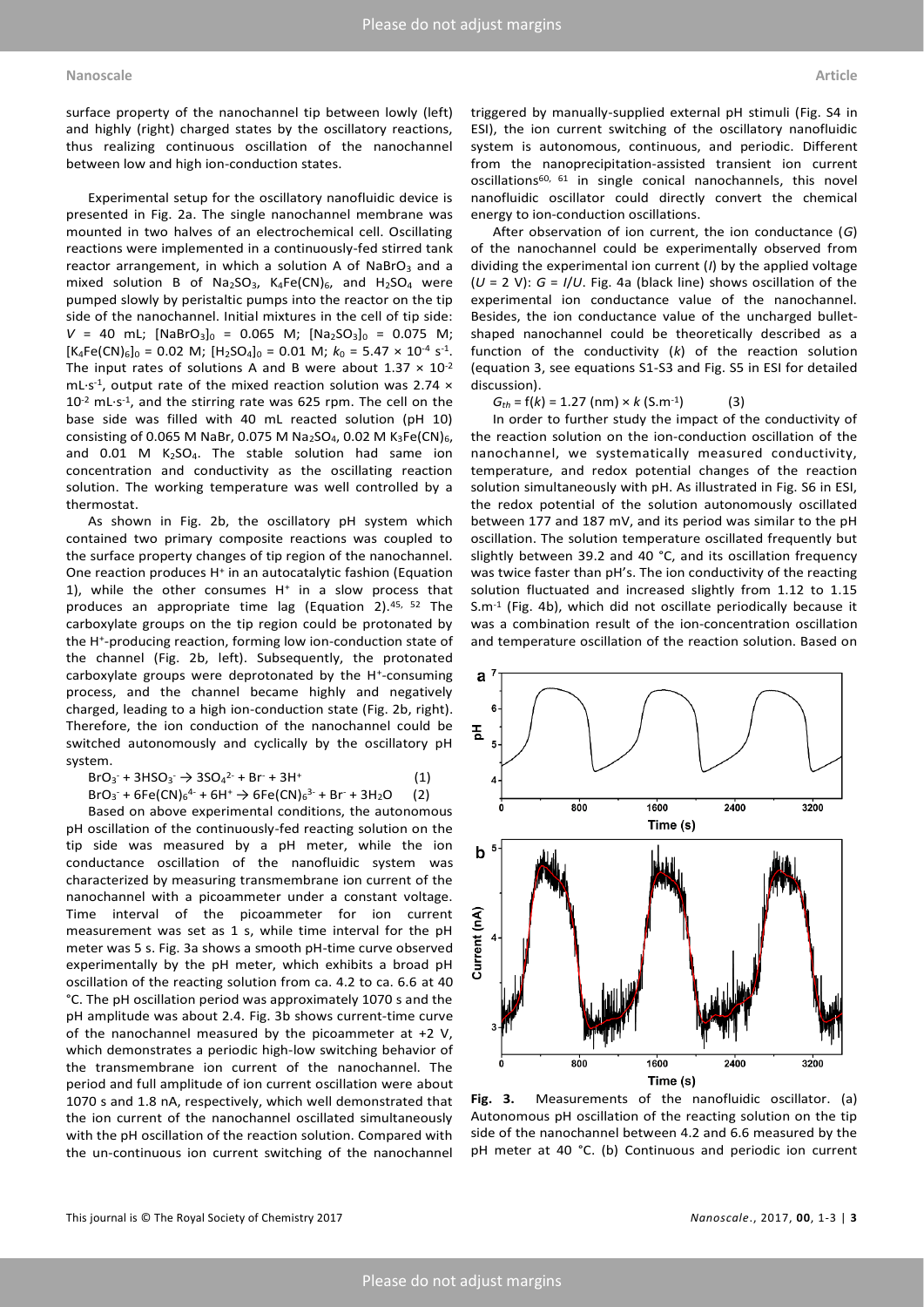surface property of the nanochannel tip between lowly (left) and highly (right) charged states by the oscillatory reactions, thus realizing continuous oscillation of the nanochannel between low and high ion-conduction states.

Experimental setup for the oscillatory nanofluidic device is presented in Fig. 2a. The single nanochannel membrane was mounted in two halves of an electrochemical cell. Oscillating reactions were implemented in a continuously-fed stirred tank reactor arrangement, in which a solution A of $NaBrO_3$ and a mixed solution B of $Na_2SO_3$, $K_4Fe(CN)_6$, and $H_2SO_4$ were pumped slowly by peristaltic pumps into the reactor on the tip side of the nanochannel. Initial mixtures in the cell of tip side: $V$ = 40 mL; $[NaBrO_3]_0$ = 0.065 M; $[Na_2SO_3]_0$ = 0.075 M; $[K_4Fe(CN)_6]_0$ = 0.02 M; $[H_2SO_4]_0$ = 0.01 M; $k_0 = 5.47 \times 10^{-4}$ s$^{-1}$. The input rates of solutions A and B were about $1.37 \times 10^{-2}$ mL·s$^{-1}$, output rate of the mixed reaction solution was $2.74 \times 10^{-2}$ mL·s$^{-1}$, and the stirring rate was 625 rpm. The cell on the base side was filled with 40 mL reacted solution (pH 10) consisting of 0.065 M NaBr, 0.075 M $Na_2SO_4$, 0.02 M $K_3Fe(CN)_6$, and 0.01 M $K_2SO_4$. The stable solution had same ion concentration and conductivity as the oscillating reaction solution. The working temperature was well controlled by a thermostat.

As shown in Fig. 2b, the oscillatory pH system which contained two primary composite reactions was coupled to the surface property changes of tip region of the nanochannel. One reaction produces $H^+$ in an autocatalytic fashion (Equation 1), while the other consumes $H^+$ in a slow process that produces an appropriate time lag (Equation 2).[45, 52] The carboxylate groups on the tip region could be protonated by the $H^+$-producing reaction, forming low ion-conduction state of the channel (Fig. 2b, left). Subsequently, the protonated carboxylate groups were deprotonated by the $H^+$-consuming process, and the channel became highly and negatively charged, leading to a high ion-conduction state (Fig. 2b, right). Therefore, the ion conduction of the nanochannel could be switched autonomously and cyclically by the oscillatory pH system.

$$BrO_3^- + 3HSO_3^- \rightarrow 3SO_4^{2-} + Br^- + 3H^+ \quad (1)$$

$$BrO_3^- + 6Fe(CN)_6^{4-} + 6H^+ \rightarrow 6Fe(CN)_6^{3-} + Br^- + 3H_2O \quad (2)$$

Based on above experimental conditions, the autonomous pH oscillation of the continuously-fed reacting solution on the tip side was measured by a pH meter, while the ion conductance oscillation of the nanofluidic system was characterized by measuring transmembrane ion current of the nanochannel with a picoammeter under a constant voltage. Time interval of the picoammeter for ion current measurement was set as 1 s, while time interval for the pH meter was 5 s. Fig. 3a shows a smooth pH-time curve observed experimentally by the pH meter, which exhibits a broad pH oscillation of the reacting solution from ca. 4.2 to ca. 6.6 at 40 °C. The pH oscillation period was approximately 1070 s and the pH amplitude was about 2.4. Fig. 3b shows current-time curve of the nanochannel measured by the picoammeter at +2 V, which demonstrates a periodic high-low switching behavior of the transmembrane ion current of the nanochannel. The period and full amplitude of ion current oscillation were about 1070 s and 1.8 nA, respectively, which well demonstrated that the ion current of the nanochannel oscillated simultaneously with the pH oscillation of the reaction solution. Compared with the un-continuous ion current switching of the nanochannel triggered by manually-supplied external pH stimuli (Fig. S4 in ESI), the ion current switching of the oscillatory nanofluidic system is autonomous, continuous, and periodic. Different from the nanoprecipitation-assisted transient ion current oscillations[60, 61] in single conical nanochannels, this novel nanofluidic oscillator could directly convert the chemical energy to ion-conduction oscillations.

After observation of ion current, the ion conductance ($G$) of the nanochannel could be experimentally observed from dividing the experimental ion current ($I$) by the applied voltage ($U$ = 2 V): $G = I/U$. Fig. 4a (black line) shows oscillation of the experimental ion conductance value of the nanochannel. Besides, the ion conductance value of the uncharged bullet-shaped nanochannel could be theoretically described as a function of the conductivity ($k$) of the reaction solution (equation 3, see equations S1-S3 and Fig. S5 in ESI for detailed discussion).

$$G_{th} = f(k) = 1.27 \text{ (nm)} \times k \text{ (S.m}^{-1}) \quad (3)$$

In order to further study the impact of the conductivity of the reaction solution on the ion-conduction oscillation of the nanochannel, we systematically measured conductivity, temperature, and redox potential changes of the reaction solution simultaneously with pH. As illustrated in Fig. S6 in ESI, the redox potential of the solution autonomously oscillated between 177 and 187 mV, and its period was similar to the pH oscillation. The solution temperature oscillated frequently but slightly between 39.2 and 40 °C, and its oscillation frequency was twice faster than pH's. The ion conductivity of the reacting solution fluctuated and increased slightly from 1.12 to 1.15 S.m$^{-1}$ (Fig. 4b), which did not oscillate periodically because it was a combination result of the ion-concentration oscillation and temperature oscillation of the reaction solution. Based on

**Fig. 3.** Measurements of the nanofluidic oscillator. (a) Autonomous pH oscillation of the reacting solution on the tip side of the nanochannel between 4.2 and 6.6 measured by the pH meter at 40 °C. (b) Continuous and periodic ion current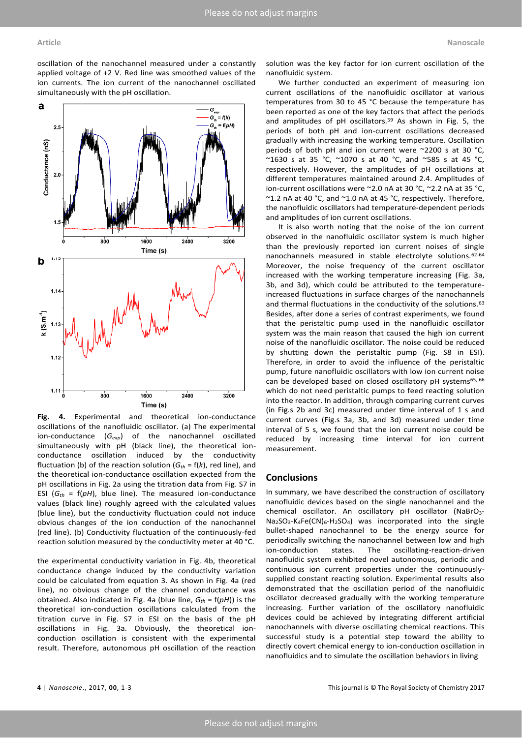oscillation of the nanochannel measured under a constantly applied voltage of +2 V. Red line was smoothed values of the ion currents. The ion current of the nanochannel oscillated simultaneously with the pH oscillation.

**Fig. 4.** Experimental and theoretical ion-conductance oscillations of the nanofluidic oscillator. (a) The experimental ion-conductance ($G_{exp}$) of the nanochannel oscillated simultaneously with pH (black line), the theoretical ion-conductance oscillation induced by the conductivity fluctuation (b) of the reaction solution ($G_{th}$ = f($k$), red line), and the theoretical ion-conductance oscillation expected from the pH oscillations in Fig. 2a using the titration data from Fig. S7 in ESI ($G_{th}$ = f($pH$), blue line). The measured ion-conductance values (black line) roughly agreed with the calculated values (blue line), but the conductivity fluctuation could not induce obvious changes of the ion conduction of the nanochannel (red line). (b) Conductivity fluctuation of the continuously-fed reaction solution measured by the conductivity meter at 40 °C.

the experimental conductivity variation in Fig. 4b, theoretical conductance change induced by the conductivity variation could be calculated from equation 3. As shown in Fig. 4a (red line), no obvious change of the channel conductance was obtained. Also indicated in Fig. 4a (blue line, $G_{th}$ = f($pH$)) is the theoretical ion-conduction oscillations calculated from the titration curve in Fig. S7 in ESI on the basis of the pH oscillations in Fig. 3a. Obviously, the theoretical ion-conduction oscillation is consistent with the experimental result. Therefore, autonomous pH oscillation of the reaction solution was the key factor for ion current oscillation of the nanofluidic system.

We further conducted an experiment of measuring ion current oscillations of the nanofluidic oscillator at various temperatures from 30 to 45 °C because the temperature has been reported as one of the key factors that affect the periods and amplitudes of pH oscillators.[59] As shown in Fig. 5, the periods of both pH and ion-current oscillations decreased gradually with increasing the working temperature. Oscillation periods of both pH and ion current were ~2200 s at 30 °C, ~1630 s at 35 °C, ~1070 s at 40 °C, and ~585 s at 45 °C, respectively. However, the amplitudes of pH oscillations at different temperatures maintained around 2.4. Amplitudes of ion-current oscillations were ~2.0 nA at 30 °C, ~2.2 nA at 35 °C, ~1.2 nA at 40 °C, and ~1.0 nA at 45 °C, respectively. Therefore, the nanofluidic oscillators had temperature-dependent periods and amplitudes of ion current oscillations.

It is also worth noting that the noise of the ion current observed in the nanofluidic oscillator system is much higher than the previously reported ion current noises of single nanochannels measured in stable electrolyte solutions.[62-64] Moreover, the noise frequency of the current oscillator increased with the working temperature increasing (Fig. 3a, 3b, and 3d), which could be attributed to the temperature-increased fluctuations in surface charges of the nanochannels and thermal fluctuations in the conductivity of the solutions.[63] Besides, after done a series of contrast experiments, we found that the peristaltic pump used in the nanofluidic oscillator system was the main reason that caused the high ion current noise of the nanofluidic oscillator. The noise could be reduced by shutting down the peristaltic pump (Fig. S8 in ESI). Therefore, in order to avoid the influence of the peristaltic pump, future nanofluidic oscillators with low ion current noise can be developed based on closed oscillatory pH systems[65, 66] which do not need peristaltic pumps to feed reacting solution into the reactor. In addition, through comparing current curves (in Fig.s 2b and 3c) measured under time interval of 1 s and current curves (Fig.s 3a, 3b, and 3d) measured under time interval of 5 s, we found that the ion current noise could be reduced by increasing time interval for ion current measurement.

## Conclusions

In summary, we have described the construction of oscillatory nanofluidic devices based on the single nanochannel and the chemical oscillator. An oscillatory pH oscillator ($NaBrO_3$-$Na_2SO_3$-$K_4Fe(CN)_6$-$H_2SO_4$) was incorporated into the single bullet-shaped nanochannel to be the energy source for periodically switching the nanochannel between low and high ion-conduction states. The oscillating-reaction-driven nanofluidic system exhibited novel autonomous, periodic and continuous ion current properties under the continuously-supplied constant reacting solution. Experimental results also demonstrated that the oscillation period of the nanofluidic oscillator decreased gradually with the working temperature increasing. Further variation of the oscillatory nanofluidic devices could be achieved by integrating different artificial nanochannels with diverse oscillating chemical reactions. This successful study is a potential step toward the ability to directly covert chemical energy to ion-conduction oscillation in nanofluidics and to simulate the oscillation behaviors in living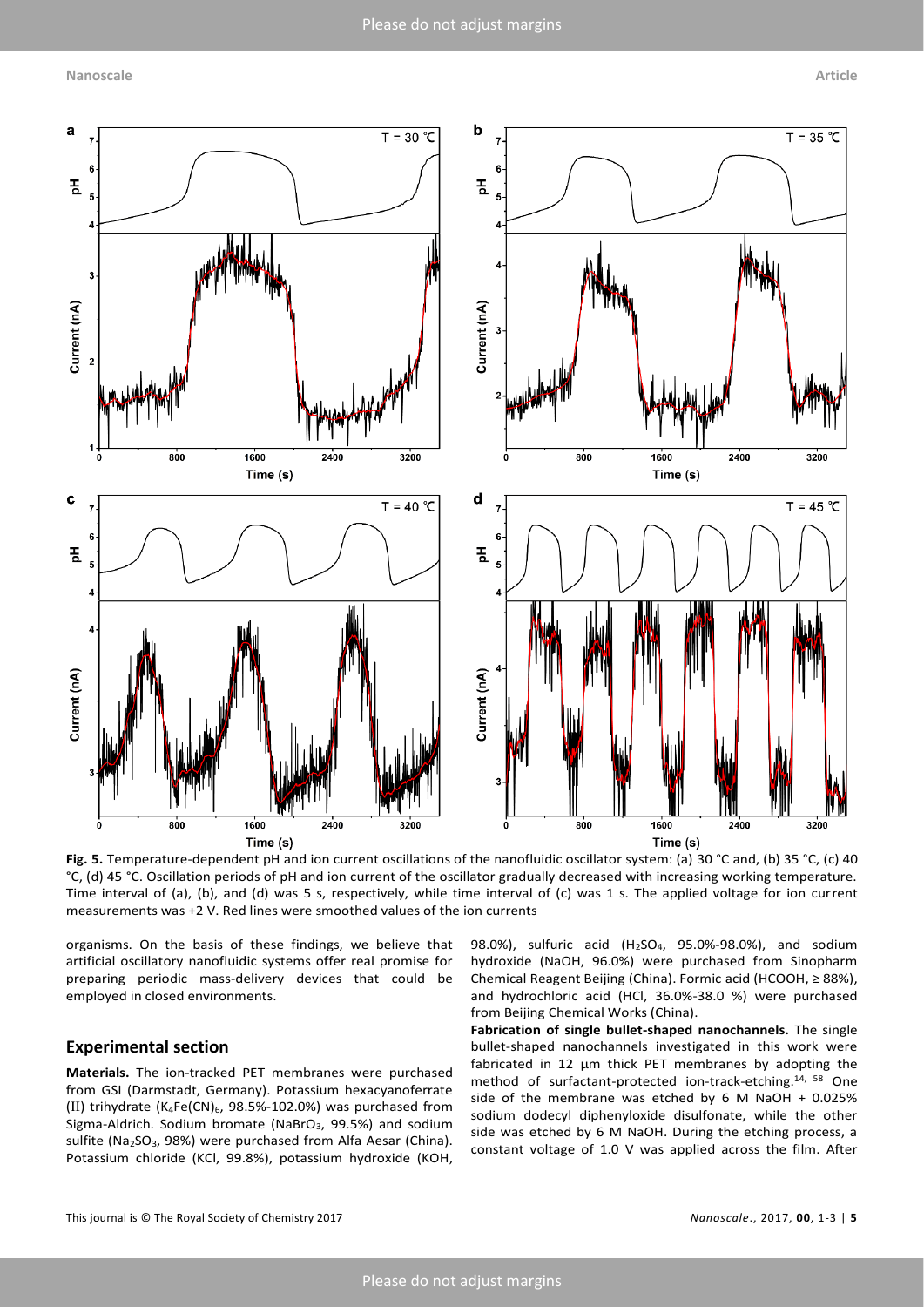**Fig. 5.** Temperature-dependent pH and ion current oscillations of the nanofluidic oscillator system: (a) 30 °C and, (b) 35 °C, (c) 40 °C, (d) 45 °C. Oscillation periods of pH and ion current of the oscillator gradually decreased with increasing working temperature. Time interval of (a), (b), and (d) was 5 s, respectively, while time interval of (c) was 1 s. The applied voltage for ion current measurements was +2 V. Red lines were smoothed values of the ion currents

organisms. On the basis of these findings, we believe that artificial oscillatory nanofluidic systems offer real promise for preparing periodic mass-delivery devices that could be employed in closed environments.

## Experimental section

**Materials.** The ion-tracked PET membranes were purchased from GSI (Darmstadt, Germany). Potassium hexacyanoferrate (II) trihydrate ($K_4Fe(CN)_6$, 98.5%-102.0%) was purchased from Sigma-Aldrich. Sodium bromate ($NaBrO_3$, 99.5%) and sodium sulfite ($Na_2SO_3$, 98%) were purchased from Alfa Aesar (China). Potassium chloride (KCl, 99.8%), potassium hydroxide (KOH, 98.0%), sulfuric acid ($H_2SO_4$, 95.0%-98.0%), and sodium hydroxide (NaOH, 96.0%) were purchased from Sinopharm Chemical Reagent Beijing (China). Formic acid (HCOOH, ≥ 88%), and hydrochloric acid (HCl, 36.0%-38.0 %) were purchased from Beijing Chemical Works (China).

**Fabrication of single bullet-shaped nanochannels.** The single bullet-shaped nanochannels investigated in this work were fabricated in 12 μm thick PET membranes by adopting the method of surfactant-protected ion-track-etching.[14, 58] One side of the membrane was etched by 6 M NaOH + 0.025% sodium dodecyl diphenyloxide disulfonate, while the other side was etched by 6 M NaOH. During the etching process, a constant voltage of 1.0 V was applied across the film. After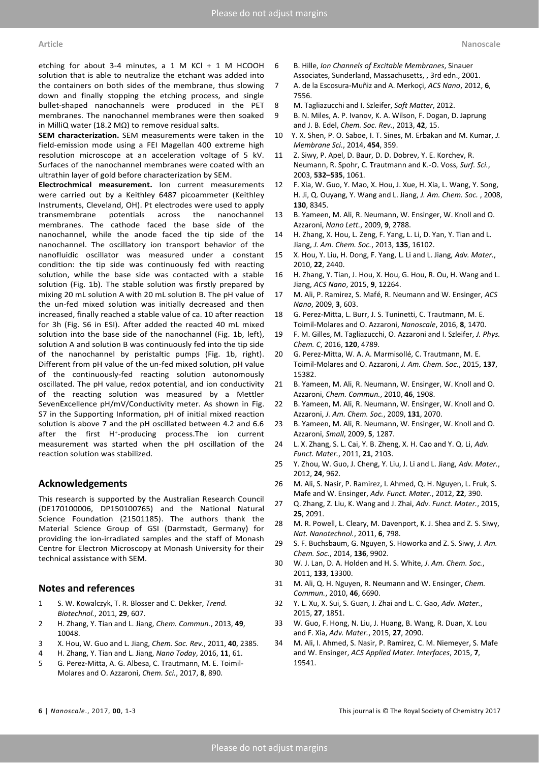etching for about 3-4 minutes, a 1 M KCl + 1 M HCOOH solution that is able to neutralize the etchant was added into the containers on both sides of the membrane, thus slowing down and finally stopping the etching process, and single bullet-shaped nanochannels were produced in the PET membranes. The nanochannel membranes were then soaked in MilliQ water (18.2 MΩ) to remove residual salts.

**SEM characterization.** SEM measurements were taken in the field-emission mode using a FEI Magellan 400 extreme high resolution microscope at an acceleration voltage of 5 kV. Surfaces of the nanochannel membranes were coated with an ultrathin layer of gold before characterization by SEM.

**Electrochmical measurement.** Ion current measurements were carried out by a Keithley 6487 picoammeter (Keithley Instruments, Cleveland, OH). Pt electrodes were used to apply transmembrane potentials across the nanochannel membranes. The cathode faced the base side of the nanochannel, while the anode faced the tip side of the nanochannel. The oscillatory ion transport behavior of the nanofluidic oscillator was measured under a constant condition: the tip side was continuously fed with reacting solution, while the base side was contacted with a stable solution (Fig. 1b). The stable solution was firstly prepared by mixing 20 mL solution A with 20 mL solution B. The pH value of the un-fed mixed solution was initially decreased and then increased, finally reached a stable value of ca. 10 after reaction for 3h (Fig. S6 in ESI). After added the reacted 40 mL mixed solution into the base side of the nanochannel (Fig. 1b, left), solution A and solution B was continuously fed into the tip side of the nanochannel by peristaltic pumps (Fig. 1b, right). Different from pH value of the un-fed mixed solution, pH value of the continuously-fed reacting solution autonomously oscillated. The pH value, redox potential, and ion conductivity of the reacting solution was measured by a Mettler SevenExcellence pH/mV/Conductivity meter. As shown in Fig. S7 in the Supporting Information, pH of initial mixed reaction solution is above 7 and the pH oscillated between 4.2 and 6.6 after the first $H^+$-producing process.The ion current measurement was started when the pH oscillation of the reaction solution was stabilized.

## Acknowledgements

This research is supported by the Australian Research Council (DE170100006, DP150100765) and the National Natural Science Foundation (21501185). The authors thank the Material Science Group of GSI (Darmstadt, Germany) for providing the ion-irradiated samples and the staff of Monash Centre for Electron Microscopy at Monash University for their technical assistance with SEM.

## Notes and references

1. S. W. Kowalczyk, T. R. Blosser and C. Dekker, *Trend. Biotechnol.*, 2011, **29**, 607.
2. H. Zhang, Y. Tian and L. Jiang, *Chem. Commun.*, 2013, **49**, 10048.
3. X. Hou, W. Guo and L. Jiang, *Chem. Soc. Rev.*, 2011, **40**, 2385.
4. H. Zhang, Y. Tian and L. Jiang, *Nano Today*, 2016, **11**, 61.
5. G. Perez-Mitta, A. G. Albesa, C. Trautmann, M. E. Toimil-Molares and O. Azzaroni, *Chem. Sci.*, 2017, **8**, 890.
6. B. Hille, *Ion Channels of Excitable Membranes*, Sinauer Associates, Sunderland, Massachusetts, , 3rd edn., 2001.
7. A. de la Escosura-Muñiz and A. Merkoçi, *ACS Nano*, 2012, **6**, 7556.
8. M. Tagliazucchi and I. Szleifer, *Soft Matter*, 2012.
9. B. N. Miles, A. P. Ivanov, K. A. Wilson, F. Dogan, D. Japrung and J. B. Edel, *Chem. Soc. Rev.*, 2013, **42**, 15.
10. Y. X. Shen, P. O. Saboe, I. T. Sines, M. Erbakan and M. Kumar, *J. Membrane Sci.*, 2014, **454**, 359.
11. Z. Siwy, P. Apel, D. Baur, D. D. Dobrev, Y. E. Korchev, R. Neumann, R. Spohr, C. Trautmann and K.-O. Voss, *Surf. Sci.*, 2003, **532–535**, 1061.
12. F. Xia, W. Guo, Y. Mao, X. Hou, J. Xue, H. Xia, L. Wang, Y. Song, H. Ji, Q. Ouyang, Y. Wang and L. Jiang, *J. Am. Chem. Soc.* , 2008, **130**, 8345.
13. B. Yameen, M. Ali, R. Neumann, W. Ensinger, W. Knoll and O. Azzaroni, *Nano Lett.*, 2009, **9**, 2788.
14. H. Zhang, X. Hou, L. Zeng, F. Yang, L. Li, D. Yan, Y. Tian and L. Jiang, *J. Am. Chem. Soc.*, 2013, **135**, 16102.
15. X. Hou, Y. Liu, H. Dong, F. Yang, L. Li and L. Jiang, *Adv. Mater.*, 2010, **22**, 2440.
16. H. Zhang, Y. Tian, J. Hou, X. Hou, G. Hou, R. Ou, H. Wang and L. Jiang, *ACS Nano*, 2015, **9**, 12264.
17. M. Ali, P. Ramirez, S. Mafé, R. Neumann and W. Ensinger, *ACS Nano*, 2009, **3**, 603.
18. G. Perez-Mitta, L. Burr, J. S. Tuninetti, C. Trautmann, M. E. Toimil-Molares and O. Azzaroni, *Nanoscale*, 2016, **8**, 1470.
19. F. M. Gilles, M. Tagliazucchi, O. Azzaroni and I. Szleifer, *J. Phys. Chem. C*, 2016, **120**, 4789.
20. G. Perez-Mitta, W. A. A. Marmisollé, C. Trautmann, M. E. Toimil-Molares and O. Azzaroni, *J. Am. Chem. Soc.*, 2015, **137**, 15382.
21. B. Yameen, M. Ali, R. Neumann, W. Ensinger, W. Knoll and O. Azzaroni, *Chem. Commun.*, 2010, **46**, 1908.
22. B. Yameen, M. Ali, R. Neumann, W. Ensinger, W. Knoll and O. Azzaroni, *J. Am. Chem. Soc.*, 2009, **131**, 2070.
23. B. Yameen, M. Ali, R. Neumann, W. Ensinger, W. Knoll and O. Azzaroni, *Small*, 2009, **5**, 1287.
24. L. X. Zhang, S. L. Cai, Y. B. Zheng, X. H. Cao and Y. Q. Li, *Adv. Funct. Mater.*, 2011, **21**, 2103.
25. Y. Zhou, W. Guo, J. Cheng, Y. Liu, J. Li and L. Jiang, *Adv. Mater.*, 2012, **24**, 962.
26. M. Ali, S. Nasir, P. Ramirez, I. Ahmed, Q. H. Nguyen, L. Fruk, S. Mafe and W. Ensinger, *Adv. Funct. Mater.*, 2012, **22**, 390.
27. Q. Zhang, Z. Liu, K. Wang and J. Zhai, *Adv. Funct. Mater.*, 2015, **25**, 2091.
28. M. R. Powell, L. Cleary, M. Davenport, K. J. Shea and Z. S. Siwy, *Nat. Nanotechnol.*, 2011, **6**, 798.
29. S. F. Buchsbaum, G. Nguyen, S. Howorka and Z. S. Siwy, *J. Am. Chem. Soc.*, 2014, **136**, 9902.
30. W. J. Lan, D. A. Holden and H. S. White, *J. Am. Chem. Soc.*, 2011, **133**, 13300.
31. M. Ali, Q. H. Nguyen, R. Neumann and W. Ensinger, *Chem. Commun.*, 2010, **46**, 6690.
32. Y. L. Xu, X. Sui, S. Guan, J. Zhai and L. C. Gao, *Adv. Mater.*, 2015, **27**, 1851.
33. W. Guo, F. Hong, N. Liu, J. Huang, B. Wang, R. Duan, X. Lou and F. Xia, *Adv. Mater.*, 2015, **27**, 2090.
34. M. Ali, I. Ahmed, S. Nasir, P. Ramirez, C. M. Niemeyer, S. Mafe and W. Ensinger, *ACS Applied Mater. Interfaces*, 2015, **7**, 19541.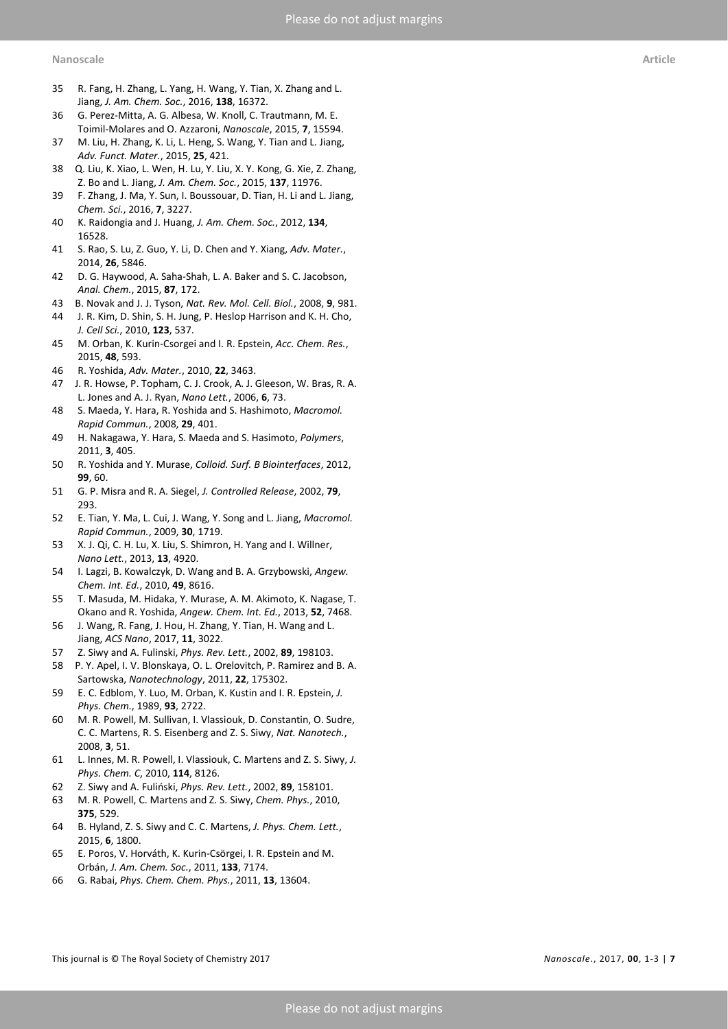35 R. Fang, H. Zhang, L. Yang, H. Wang, Y. Tian, X. Zhang and L. Jiang, *J. Am. Chem. Soc.*, 2016, **138**, 16372.
36 G. Perez-Mitta, A. G. Albesa, W. Knoll, C. Trautmann, M. E. Toimil-Molares and O. Azzaroni, *Nanoscale*, 2015, **7**, 15594.
37 M. Liu, H. Zhang, K. Li, L. Heng, S. Wang, Y. Tian and L. Jiang, *Adv. Funct. Mater.*, 2015, **25**, 421.
38 Q. Liu, K. Xiao, L. Wen, H. Lu, Y. Liu, X. Y. Kong, G. Xie, Z. Zhang, Z. Bo and L. Jiang, *J. Am. Chem. Soc.*, 2015, **137**, 11976.
39 F. Zhang, J. Ma, Y. Sun, I. Boussouar, D. Tian, H. Li and L. Jiang, *Chem. Sci.*, 2016, **7**, 3227.
40 K. Raidongia and J. Huang, *J. Am. Chem. Soc.*, 2012, **134**, 16528.
41 S. Rao, S. Lu, Z. Guo, Y. Li, D. Chen and Y. Xiang, *Adv. Mater.*, 2014, **26**, 5846.
42 D. G. Haywood, A. Saha-Shah, L. A. Baker and S. C. Jacobson, *Anal. Chem.*, 2015, **87**, 172.
43 B. Novak and J. J. Tyson, *Nat. Rev. Mol. Cell. Biol.*, 2008, **9**, 981.
44 J. R. Kim, D. Shin, S. H. Jung, P. Heslop Harrison and K. H. Cho, *J. Cell Sci.*, 2010, **123**, 537.
45 M. Orban, K. Kurin-Csorgei and I. R. Epstein, *Acc. Chem. Res.*, 2015, **48**, 593.
46 R. Yoshida, *Adv. Mater.*, 2010, **22**, 3463.
47 J. R. Howse, P. Topham, C. J. Crook, A. J. Gleeson, W. Bras, R. A. L. Jones and A. J. Ryan, *Nano Lett.*, 2006, **6**, 73.
48 S. Maeda, Y. Hara, R. Yoshida and S. Hashimoto, *Macromol. Rapid Commun.*, 2008, **29**, 401.
49 H. Nakagawa, Y. Hara, S. Maeda and S. Hasimoto, *Polymers*, 2011, **3**, 405.
50 R. Yoshida and Y. Murase, *Colloid. Surf. B Biointerfaces*, 2012, **99**, 60.
51 G. P. Misra and R. A. Siegel, *J. Controlled Release*, 2002, **79**, 293.
52 E. Tian, Y. Ma, L. Cui, J. Wang, Y. Song and L. Jiang, *Macromol. Rapid Commun.*, 2009, **30**, 1719.
53 X. J. Qi, C. H. Lu, X. Liu, S. Shimron, H. Yang and I. Willner, *Nano Lett.*, 2013, **13**, 4920.
54 I. Lagzi, B. Kowalczyk, D. Wang and B. A. Grzybowski, *Angew. Chem. Int. Ed.*, 2010, **49**, 8616.
55 T. Masuda, M. Hidaka, Y. Murase, A. M. Akimoto, K. Nagase, T. Okano and R. Yoshida, *Angew. Chem. Int. Ed.*, 2013, **52**, 7468.
56 J. Wang, R. Fang, J. Hou, H. Zhang, Y. Tian, H. Wang and L. Jiang, *ACS Nano*, 2017, **11**, 3022.
57 Z. Siwy and A. Fulinski, *Phys. Rev. Lett.*, 2002, **89**, 198103.
58 P. Y. Apel, I. V. Blonskaya, O. L. Orelovitch, P. Ramirez and B. A. Sartowska, *Nanotechnology*, 2011, **22**, 175302.
59 E. C. Edblom, Y. Luo, M. Orban, K. Kustin and I. R. Epstein, *J. Phys. Chem.*, 1989, **93**, 2722.
60 M. R. Powell, M. Sullivan, I. Vlassiouk, D. Constantin, O. Sudre, C. C. Martens, R. S. Eisenberg and Z. S. Siwy, *Nat. Nanotech.*, 2008, **3**, 51.
61 L. Innes, M. R. Powell, I. Vlassiouk, C. Martens and Z. S. Siwy, *J. Phys. Chem. C*, 2010, **114**, 8126.
62 Z. Siwy and A. Fuliński, *Phys. Rev. Lett.*, 2002, **89**, 158101.
63 M. R. Powell, C. Martens and Z. S. Siwy, *Chem. Phys.*, 2010, **375**, 529.
64 B. Hyland, Z. S. Siwy and C. C. Martens, *J. Phys. Chem. Lett.*, 2015, **6**, 1800.
65 E. Poros, V. Horváth, K. Kurin-Csörgei, I. R. Epstein and M. Orbán, *J. Am. Chem. Soc.*, 2011, **133**, 7174.
66 G. Rabai, *Phys. Chem. Chem. Phys.*, 2011, **13**, 13604.